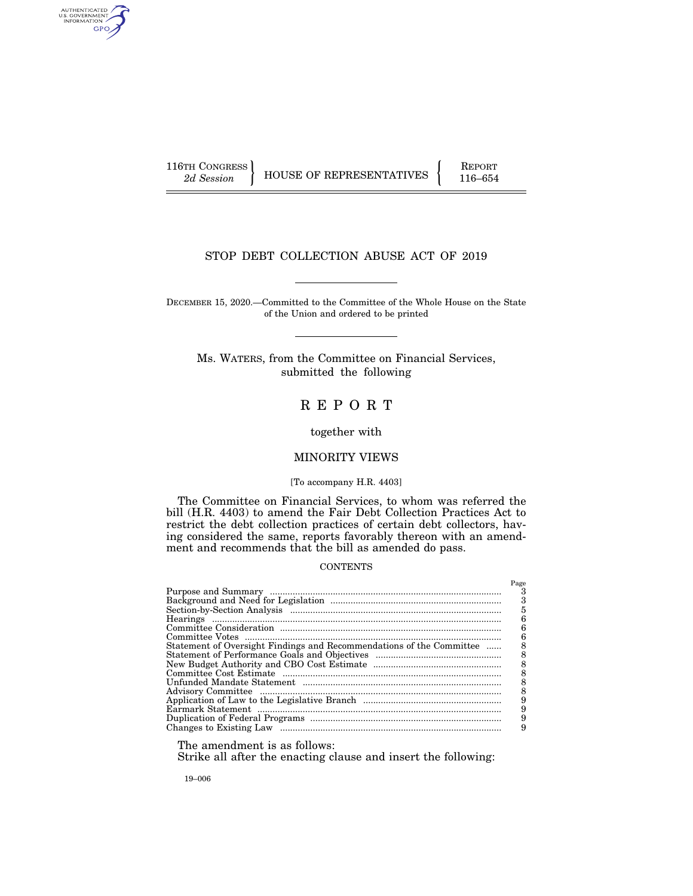116TH CONGRESS
*2d Session*

HOUSE OF REPRESENTATIVES

REPORT
116–654

# STOP DEBT COLLECTION ABUSE ACT OF 2019

DECEMBER 15, 2020.—Committed to the Committee of the Whole House on the State of the Union and ordered to be printed

Ms. WATERS, from the Committee on Financial Services, submitted the following

# R E P O R T

together with

## MINORITY VIEWS

[To accompany H.R. 4403]

The Committee on Financial Services, to whom was referred the bill (H.R. 4403) to amend the Fair Debt Collection Practices Act to restrict the debt collection practices of certain debt collectors, having considered the same, reports favorably thereon with an amendment and recommends that the bill as amended do pass.

CONTENTS

| | Page |
|---|---|
| Purpose and Summary | 3 |
| Background and Need for Legislation | 3 |
| Section-by-Section Analysis | 5 |
| Hearings | 6 |
| Committee Consideration | 6 |
| Committee Votes | 6 |
| Statement of Oversight Findings and Recommendations of the Committee | 8 |
| Statement of Performance Goals and Objectives | 8 |
| New Budget Authority and CBO Cost Estimate | 8 |
| Committee Cost Estimate | 8 |
| Unfunded Mandate Statement | 8 |
| Advisory Committee | 8 |
| Application of Law to the Legislative Branch | 9 |
| Earmark Statement | 9 |
| Duplication of Federal Programs | 9 |
| Changes to Existing Law | 9 |

The amendment is as follows:

Strike all after the enacting clause and insert the following:

19–006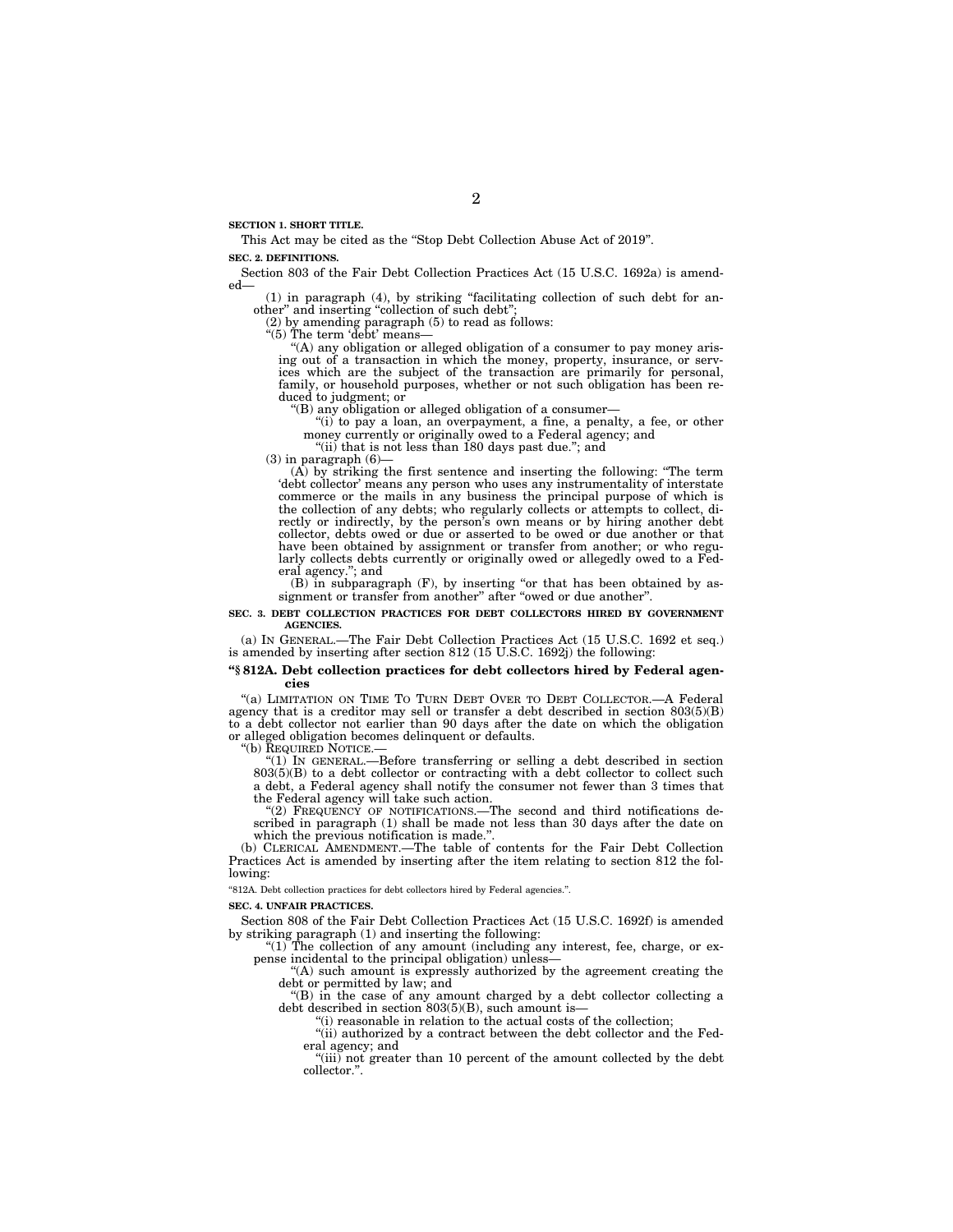**SECTION 1. SHORT TITLE.**

This Act may be cited as the "Stop Debt Collection Abuse Act of 2019".

**SEC. 2. DEFINITIONS.**

Section 803 of the Fair Debt Collection Practices Act (15 U.S.C. 1692a) is amended—

(1) in paragraph (4), by striking "facilitating collection of such debt for another" and inserting "collection of such debt";

(2) by amending paragraph (5) to read as follows:

"(5) The term 'debt' means—

"(A) any obligation or alleged obligation of a consumer to pay money arising out of a transaction in which the money, property, insurance, or services which are the subject of the transaction are primarily for personal, family, or household purposes, whether or not such obligation has been reduced to judgment; or

"(B) any obligation or alleged obligation of a consumer—

"(i) to pay a loan, an overpayment, a fine, a penalty, a fee, or other money currently or originally owed to a Federal agency; and

"(ii) that is not less than 180 days past due."; and

(3) in paragraph (6)—

(A) by striking the first sentence and inserting the following: "The term 'debt collector' means any person who uses any instrumentality of interstate commerce or the mails in any business the principal purpose of which is the collection of any debts; who regularly collects or attempts to collect, directly or indirectly, by the person's own means or by hiring another debt collector, debts owed or due or asserted to be owed or due another or that have been obtained by assignment or transfer from another; or who regularly collects debts currently or originally owed or allegedly owed to a Federal agency."; and

(B) in subparagraph (F), by inserting "or that has been obtained by assignment or transfer from another" after "owed or due another".

**SEC. 3. DEBT COLLECTION PRACTICES FOR DEBT COLLECTORS HIRED BY GOVERNMENT AGENCIES.**

(a) IN GENERAL.—The Fair Debt Collection Practices Act (15 U.S.C. 1692 et seq.) is amended by inserting after section 812 (15 U.S.C. 1692j) the following:

**"§ 812A. Debt collection practices for debt collectors hired by Federal agencies**

"(a) LIMITATION ON TIME TO TURN DEBT OVER TO DEBT COLLECTOR.—A Federal agency that is a creditor may sell or transfer a debt described in section 803(5)(B) to a debt collector not earlier than 90 days after the date on which the obligation or alleged obligation becomes delinquent or defaults.

"(b) REQUIRED NOTICE.—

"(1) IN GENERAL.—Before transferring or selling a debt described in section 803(5)(B) to a debt collector or contracting with a debt collector to collect such a debt, a Federal agency shall notify the consumer not fewer than 3 times that the Federal agency will take such action.

"(2) FREQUENCY OF NOTIFICATIONS.—The second and third notifications described in paragraph (1) shall be made not less than 30 days after the date on which the previous notification is made.".

(b) CLERICAL AMENDMENT.—The table of contents for the Fair Debt Collection Practices Act is amended by inserting after the item relating to section 812 the following:

"812A. Debt collection practices for debt collectors hired by Federal agencies.".

**SEC. 4. UNFAIR PRACTICES.**

Section 808 of the Fair Debt Collection Practices Act (15 U.S.C. 1692f) is amended by striking paragraph (1) and inserting the following:

"(1) The collection of any amount (including any interest, fee, charge, or expense incidental to the principal obligation) unless—

"(A) such amount is expressly authorized by the agreement creating the debt or permitted by law; and

"(B) in the case of any amount charged by a debt collector collecting a debt described in section 803(5)(B), such amount is—

"(i) reasonable in relation to the actual costs of the collection;

"(ii) authorized by a contract between the debt collector and the Federal agency; and

"(iii) not greater than 10 percent of the amount collected by the debt collector.".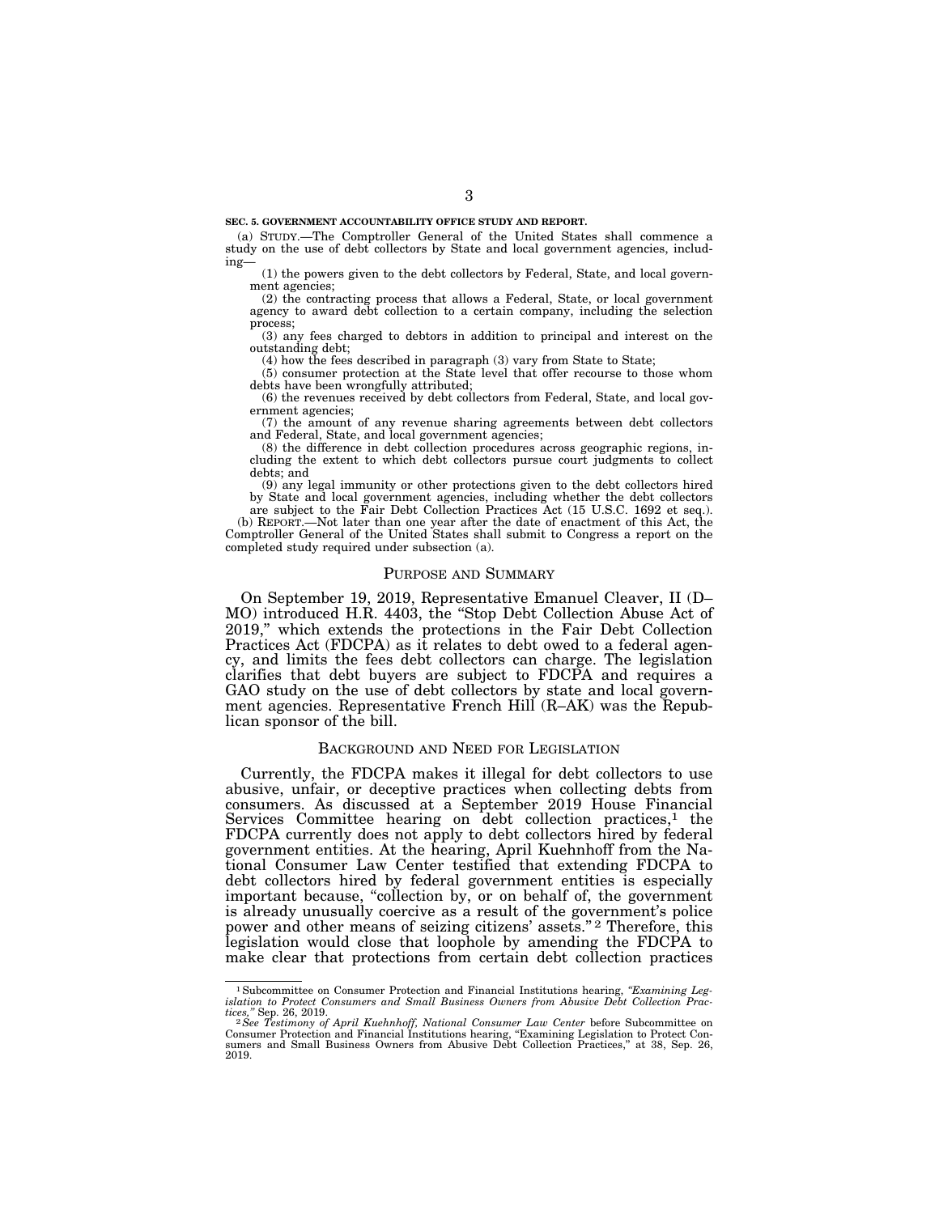**SEC. 5. GOVERNMENT ACCOUNTABILITY OFFICE STUDY AND REPORT.**

(a) STUDY.—The Comptroller General of the United States shall commence a study on the use of debt collectors by State and local government agencies, including—

(1) the powers given to the debt collectors by Federal, State, and local government agencies;

(2) the contracting process that allows a Federal, State, or local government agency to award debt collection to a certain company, including the selection process;

(3) any fees charged to debtors in addition to principal and interest on the outstanding debt;

(4) how the fees described in paragraph (3) vary from State to State;

(5) consumer protection at the State level that offer recourse to those whom debts have been wrongfully attributed;

(6) the revenues received by debt collectors from Federal, State, and local government agencies;

(7) the amount of any revenue sharing agreements between debt collectors and Federal, State, and local government agencies;

(8) the difference in debt collection procedures across geographic regions, including the extent to which debt collectors pursue court judgments to collect debts; and

(9) any legal immunity or other protections given to the debt collectors hired by State and local government agencies, including whether the debt collectors are subject to the Fair Debt Collection Practices Act (15 U.S.C. 1692 et seq.).

(b) REPORT.—Not later than one year after the date of enactment of this Act, the Comptroller General of the United States shall submit to Congress a report on the completed study required under subsection (a).

## PURPOSE AND SUMMARY

On September 19, 2019, Representative Emanuel Cleaver, II (D–MO) introduced H.R. 4403, the "Stop Debt Collection Abuse Act of 2019," which extends the protections in the Fair Debt Collection Practices Act (FDCPA) as it relates to debt owed to a federal agency, and limits the fees debt collectors can charge. The legislation clarifies that debt buyers are subject to FDCPA and requires a GAO study on the use of debt collectors by state and local government agencies. Representative French Hill (R–AK) was the Republican sponsor of the bill.

## BACKGROUND AND NEED FOR LEGISLATION

Currently, the FDCPA makes it illegal for debt collectors to use abusive, unfair, or deceptive practices when collecting debts from consumers. As discussed at a September 2019 House Financial Services Committee hearing on debt collection practices,[1] the FDCPA currently does not apply to debt collectors hired by federal government entities. At the hearing, April Kuehnhoff from the National Consumer Law Center testified that extending FDCPA to debt collectors hired by federal government entities is especially important because, "collection by, or on behalf of, the government is already unusually coercive as a result of the government's police power and other means of seizing citizens' assets."[2] Therefore, this legislation would close that loophole by amending the FDCPA to make clear that protections from certain debt collection practices

---

[1] Subcommittee on Consumer Protection and Financial Institutions hearing, *"Examining Legislation to Protect Consumers and Small Business Owners from Abusive Debt Collection Practices,"* Sep. 26, 2019.

[2] *See Testimony of April Kuehnhoff, National Consumer Law Center* before Subcommittee on Consumer Protection and Financial Institutions hearing, "Examining Legislation to Protect Consumers and Small Business Owners from Abusive Debt Collection Practices," at 38, Sep. 26, 2019.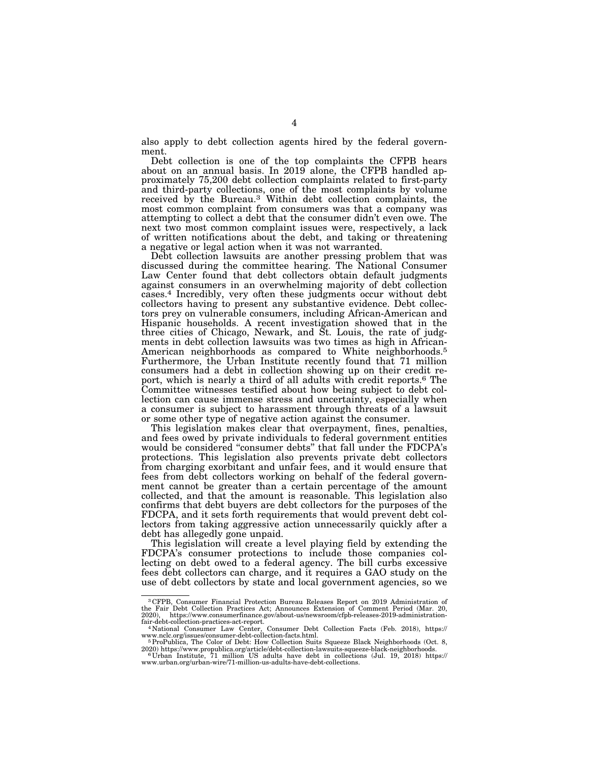also apply to debt collection agents hired by the federal government.

Debt collection is one of the top complaints the CFPB hears about on an annual basis. In 2019 alone, the CFPB handled approximately 75,200 debt collection complaints related to first-party and third-party collections, one of the most complaints by volume received by the Bureau.[3] Within debt collection complaints, the most common complaint from consumers was that a company was attempting to collect a debt that the consumer didn't even owe. The next two most common complaint issues were, respectively, a lack of written notifications about the debt, and taking or threatening a negative or legal action when it was not warranted.

Debt collection lawsuits are another pressing problem that was discussed during the committee hearing. The National Consumer Law Center found that debt collectors obtain default judgments against consumers in an overwhelming majority of debt collection cases.[4] Incredibly, very often these judgments occur without debt collectors having to present any substantive evidence. Debt collectors prey on vulnerable consumers, including African-American and Hispanic households. A recent investigation showed that in the three cities of Chicago, Newark, and St. Louis, the rate of judgments in debt collection lawsuits was two times as high in African-American neighborhoods as compared to White neighborhoods.[5] Furthermore, the Urban Institute recently found that 71 million consumers had a debt in collection showing up on their credit report, which is nearly a third of all adults with credit reports.[6] The Committee witnesses testified about how being subject to debt collection can cause immense stress and uncertainty, especially when a consumer is subject to harassment through threats of a lawsuit or some other type of negative action against the consumer.

This legislation makes clear that overpayment, fines, penalties, and fees owed by private individuals to federal government entities would be considered "consumer debts" that fall under the FDCPA's protections. This legislation also prevents private debt collectors from charging exorbitant and unfair fees, and it would ensure that fees from debt collectors working on behalf of the federal government cannot be greater than a certain percentage of the amount collected, and that the amount is reasonable. This legislation also confirms that debt buyers are debt collectors for the purposes of the FDCPA, and it sets forth requirements that would prevent debt collectors from taking aggressive action unnecessarily quickly after a debt has allegedly gone unpaid.

This legislation will create a level playing field by extending the FDCPA's consumer protections to include those companies collecting on debt owed to a federal agency. The bill curbs excessive fees debt collectors can charge, and it requires a GAO study on the use of debt collectors by state and local government agencies, so we

---

[3] CFPB, Consumer Financial Protection Bureau Releases Report on 2019 Administration of the Fair Debt Collection Practices Act; Announces Extension of Comment Period (Mar. 20, 2020), https://www.consumerfinance.gov/about-us/newsroom/cfpb-releases-2019-administration-fair-debt-collection-practices-act-report.

[4] National Consumer Law Center, Consumer Debt Collection Facts (Feb. 2018), https://www.nclc.org/issues/consumer-debt-collection-facts.html.

[5] ProPublica, The Color of Debt: How Collection Suits Squeeze Black Neighborhoods (Oct. 8, 2020) https://www.propublica.org/article/debt-collection-lawsuits-squeeze-black-neighborhoods.

[6] Urban Institute, 71 million US adults have debt in collections (Jul. 19, 2018) https://www.urban.org/urban-wire/71-million-us-adults-have-debt-collections.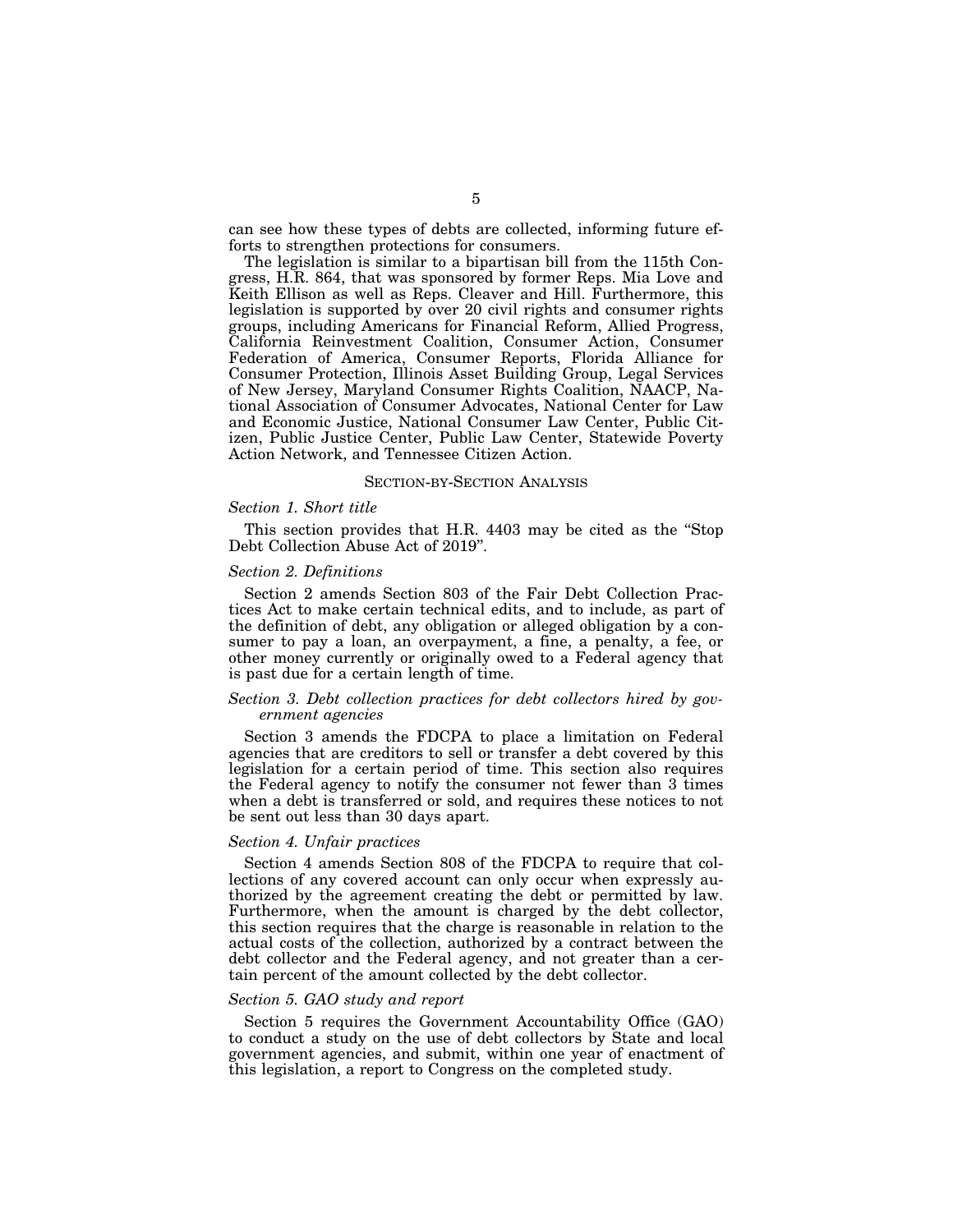can see how these types of debts are collected, informing future efforts to strengthen protections for consumers.

The legislation is similar to a bipartisan bill from the 115th Congress, H.R. 864, that was sponsored by former Reps. Mia Love and Keith Ellison as well as Reps. Cleaver and Hill. Furthermore, this legislation is supported by over 20 civil rights and consumer rights groups, including Americans for Financial Reform, Allied Progress, California Reinvestment Coalition, Consumer Action, Consumer Federation of America, Consumer Reports, Florida Alliance for Consumer Protection, Illinois Asset Building Group, Legal Services of New Jersey, Maryland Consumer Rights Coalition, NAACP, National Association of Consumer Advocates, National Center for Law and Economic Justice, National Consumer Law Center, Public Citizen, Public Justice Center, Public Law Center, Statewide Poverty Action Network, and Tennessee Citizen Action.

## SECTION-BY-SECTION ANALYSIS

### *Section 1. Short title*

This section provides that H.R. 4403 may be cited as the "Stop Debt Collection Abuse Act of 2019".

### *Section 2. Definitions*

Section 2 amends Section 803 of the Fair Debt Collection Practices Act to make certain technical edits, and to include, as part of the definition of debt, any obligation or alleged obligation by a consumer to pay a loan, an overpayment, a fine, a penalty, a fee, or other money currently or originally owed to a Federal agency that is past due for a certain length of time.

### *Section 3. Debt collection practices for debt collectors hired by government agencies*

Section 3 amends the FDCPA to place a limitation on Federal agencies that are creditors to sell or transfer a debt covered by this legislation for a certain period of time. This section also requires the Federal agency to notify the consumer not fewer than 3 times when a debt is transferred or sold, and requires these notices to not be sent out less than 30 days apart.

### *Section 4. Unfair practices*

Section 4 amends Section 808 of the FDCPA to require that collections of any covered account can only occur when expressly authorized by the agreement creating the debt or permitted by law. Furthermore, when the amount is charged by the debt collector, this section requires that the charge is reasonable in relation to the actual costs of the collection, authorized by a contract between the debt collector and the Federal agency, and not greater than a certain percent of the amount collected by the debt collector.

### *Section 5. GAO study and report*

Section 5 requires the Government Accountability Office (GAO) to conduct a study on the use of debt collectors by State and local government agencies, and submit, within one year of enactment of this legislation, a report to Congress on the completed study.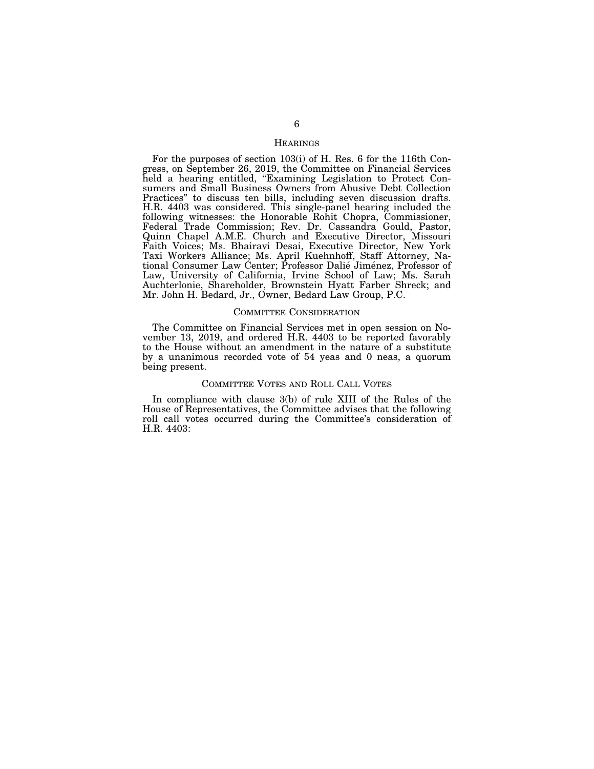## Hearings

For the purposes of section 103(i) of H. Res. 6 for the 116th Congress, on September 26, 2019, the Committee on Financial Services held a hearing entitled, "Examining Legislation to Protect Consumers and Small Business Owners from Abusive Debt Collection Practices" to discuss ten bills, including seven discussion drafts. H.R. 4403 was considered. This single-panel hearing included the following witnesses: the Honorable Rohit Chopra, Commissioner, Federal Trade Commission; Rev. Dr. Cassandra Gould, Pastor, Quinn Chapel A.M.E. Church and Executive Director, Missouri Faith Voices; Ms. Bhairavi Desai, Executive Director, New York Taxi Workers Alliance; Ms. April Kuehnhoff, Staff Attorney, National Consumer Law Center; Professor Dalié Jiménez, Professor of Law, University of California, Irvine School of Law; Ms. Sarah Auchterlonie, Shareholder, Brownstein Hyatt Farber Shreck; and Mr. John H. Bedard, Jr., Owner, Bedard Law Group, P.C.

## Committee Consideration

The Committee on Financial Services met in open session on November 13, 2019, and ordered H.R. 4403 to be reported favorably to the House without an amendment in the nature of a substitute by a unanimous recorded vote of 54 yeas and 0 neas, a quorum being present.

## Committee Votes and Roll Call Votes

In compliance with clause 3(b) of rule XIII of the Rules of the House of Representatives, the Committee advises that the following roll call votes occurred during the Committee's consideration of H.R. 4403: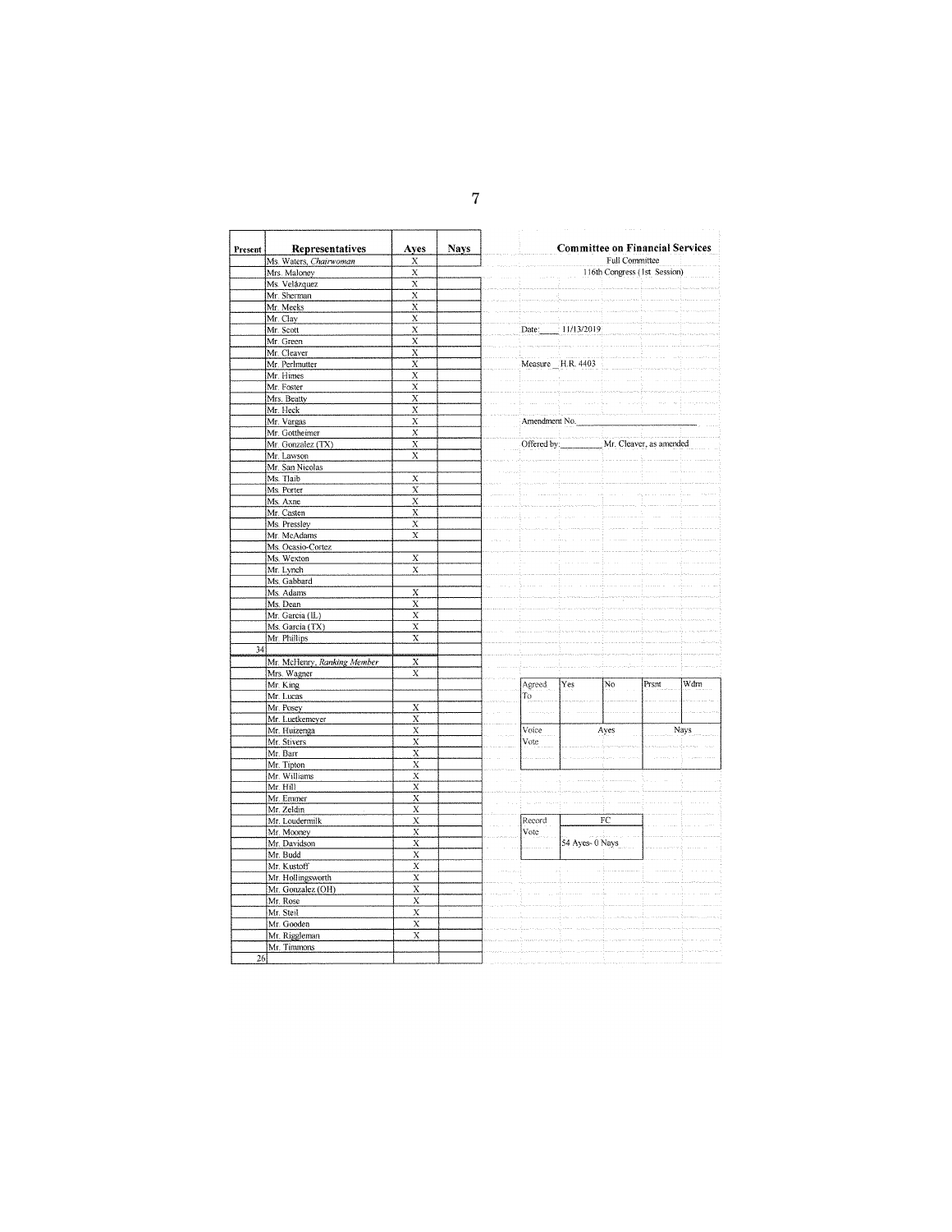| Present | Representatives | Ayes | Nays |
|---|---|---|---|
| | Ms. Waters, *Chairwoman* | X | |
| | Mrs. Maloney | X | |
| | Ms. Velázquez | X | |
| | Mr. Sherman | X | |
| | Mr. Meeks | X | |
| | Mr. Clay | X | |
| | Mr. Scott | X | |
| | Mr. Green | X | |
| | Mr. Cleaver | X | |
| | Mr. Perlmutter | X | |
| | Mr. Himes | X | |
| | Mr. Foster | X | |
| | Mrs. Beatty | X | |
| | Mr. Heck | X | |
| | Mr. Vargas | X | |
| | Mr. Gottheimer | X | |
| | Mr. Gonzalez (TX) | X | |
| | Mr. Lawson | X | |
| | Mr. San Nicolas | | |
| | Ms. Tlaib | X | |
| | Ms. Porter | X | |
| | Ms. Axne | X | |
| | Mr. Casten | X | |
| | Ms. Pressley | X | |
| | Mr. McAdams | X | |
| | Ms. Ocasio-Cortez | | |
| | Ms. Wexton | X | |
| | Mr. Lynch | X | |
| | Ms. Gabbard | | |
| | Ms. Adams | X | |
| | Ms. Dean | X | |
| | Mr. Garcia (IL) | X | |
| | Ms. Garcia (TX) | X | |
| | Mr. Phillips | X | |
| 34 | | | |
| | Mr. McHenry, *Ranking Member* | X | |
| | Mrs. Wagner | X | |
| | Mr. King | | |
| | Mr. Lucas | | |
| | Mr. Posey | X | |
| | Mr. Luetkemeyer | X | |
| | Mr. Huizenga | X | |
| | Mr. Stivers | X | |
| | Mr. Barr | X | |
| | Mr. Tipton | X | |
| | Mr. Williams | X | |
| | Mr. Hill | X | |
| | Mr. Emmer | X | |
| | Mr. Zeldin | X | |
| | Mr. Loudermilk | X | |
| | Mr. Mooney | X | |
| | Mr. Davidson | X | |
| | Mr. Budd | X | |
| | Mr. Kustoff | X | |
| | Mr. Hollingsworth | X | |
| | Mr. Gonzalez (OH) | X | |
| | Mr. Rose | X | |
| | Mr. Steil | X | |
| | Mr. Gooden | X | |
| | Mr. Riggleman | X | |
| | Mr. Timmons | | |
| 26 | | | |

**Committee on Financial Services**

Full Committee

116th Congress (1st Session)

Date: 11/13/2019

Measure H.R. 4403

Amendment No. ______

Offered by: Mr. Cleaver, as amended

| Agreed To | Yes | No | Prsnt | Wdrn |
|---|---|---|---|---|
| | | | | |

| Voice Vote | Ayes | Nays |
|---|---|---|
| | | |

| Record Vote | FC |
|---|---|
| | 54 Ayes- 0 Nays |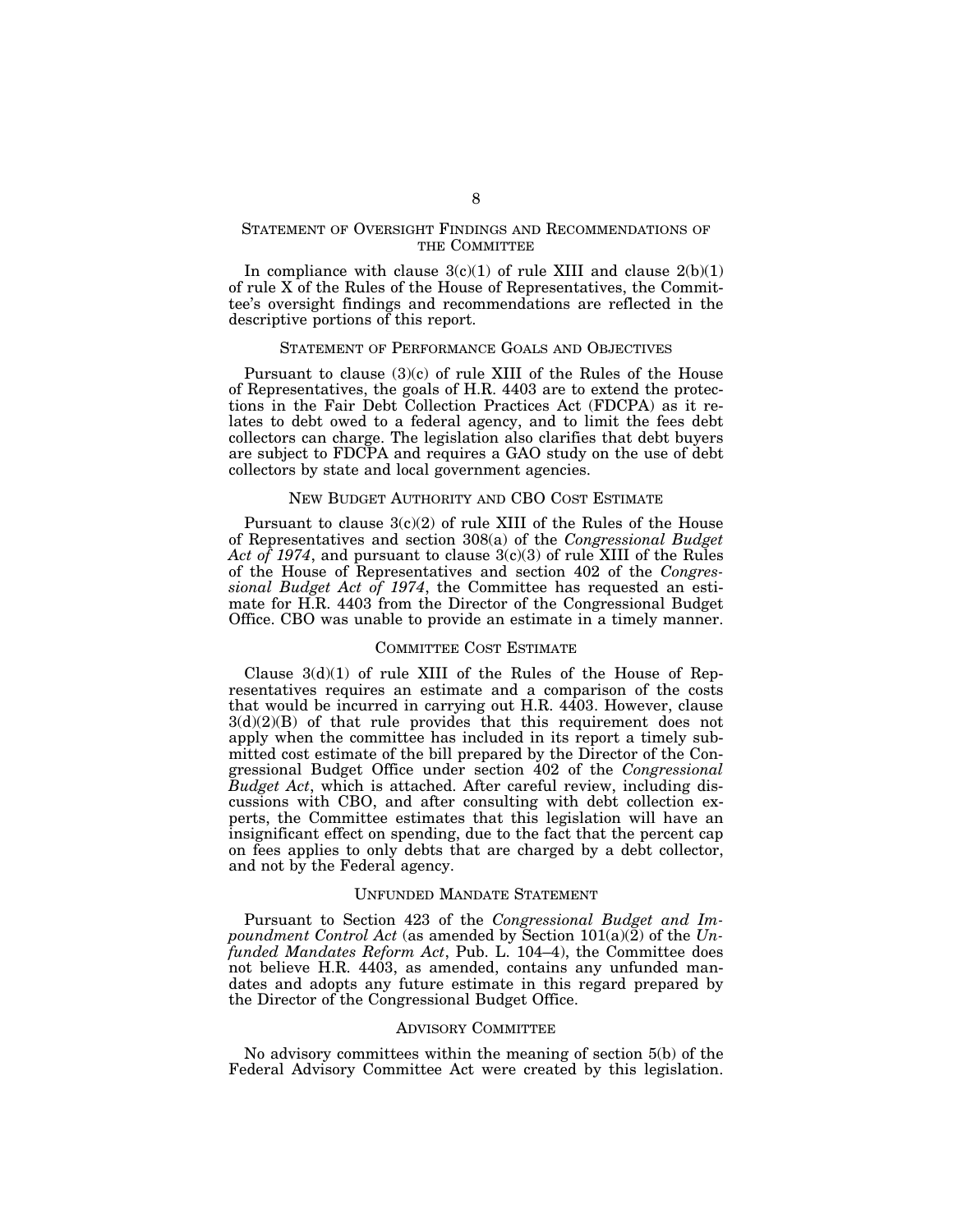## STATEMENT OF OVERSIGHT FINDINGS AND RECOMMENDATIONS OF THE COMMITTEE

In compliance with clause 3(c)(1) of rule XIII and clause 2(b)(1) of rule X of the Rules of the House of Representatives, the Committee's oversight findings and recommendations are reflected in the descriptive portions of this report.

## STATEMENT OF PERFORMANCE GOALS AND OBJECTIVES

Pursuant to clause (3)(c) of rule XIII of the Rules of the House of Representatives, the goals of H.R. 4403 are to extend the protections in the Fair Debt Collection Practices Act (FDCPA) as it relates to debt owed to a federal agency, and to limit the fees debt collectors can charge. The legislation also clarifies that debt buyers are subject to FDCPA and requires a GAO study on the use of debt collectors by state and local government agencies.

## NEW BUDGET AUTHORITY AND CBO COST ESTIMATE

Pursuant to clause 3(c)(2) of rule XIII of the Rules of the House of Representatives and section 308(a) of the *Congressional Budget Act of 1974*, and pursuant to clause 3(c)(3) of rule XIII of the Rules of the House of Representatives and section 402 of the *Congressional Budget Act of 1974*, the Committee has requested an estimate for H.R. 4403 from the Director of the Congressional Budget Office. CBO was unable to provide an estimate in a timely manner.

## COMMITTEE COST ESTIMATE

Clause 3(d)(1) of rule XIII of the Rules of the House of Representatives requires an estimate and a comparison of the costs that would be incurred in carrying out H.R. 4403. However, clause 3(d)(2)(B) of that rule provides that this requirement does not apply when the committee has included in its report a timely submitted cost estimate of the bill prepared by the Director of the Congressional Budget Office under section 402 of the *Congressional Budget Act*, which is attached. After careful review, including discussions with CBO, and after consulting with debt collection experts, the Committee estimates that this legislation will have an insignificant effect on spending, due to the fact that the percent cap on fees applies to only debts that are charged by a debt collector, and not by the Federal agency.

## UNFUNDED MANDATE STATEMENT

Pursuant to Section 423 of the *Congressional Budget and Impoundment Control Act* (as amended by Section 101(a)(2) of the *Unfunded Mandates Reform Act*, Pub. L. 104–4), the Committee does not believe H.R. 4403, as amended, contains any unfunded mandates and adopts any future estimate in this regard prepared by the Director of the Congressional Budget Office.

## ADVISORY COMMITTEE

No advisory committees within the meaning of section 5(b) of the Federal Advisory Committee Act were created by this legislation.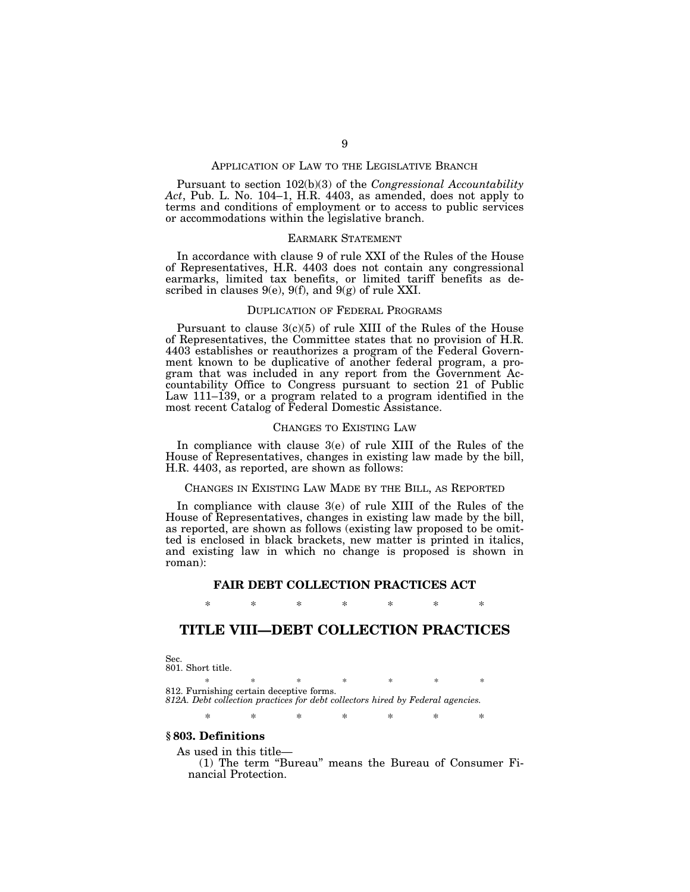## APPLICATION OF LAW TO THE LEGISLATIVE BRANCH

Pursuant to section 102(b)(3) of the *Congressional Accountability Act*, Pub. L. No. 104–1, H.R. 4403, as amended, does not apply to terms and conditions of employment or to access to public services or accommodations within the legislative branch.

## EARMARK STATEMENT

In accordance with clause 9 of rule XXI of the Rules of the House of Representatives, H.R. 4403 does not contain any congressional earmarks, limited tax benefits, or limited tariff benefits as described in clauses 9(e), 9(f), and 9(g) of rule XXI.

## DUPLICATION OF FEDERAL PROGRAMS

Pursuant to clause 3(c)(5) of rule XIII of the Rules of the House of Representatives, the Committee states that no provision of H.R. 4403 establishes or reauthorizes a program of the Federal Government known to be duplicative of another federal program, a program that was included in any report from the Government Accountability Office to Congress pursuant to section 21 of Public Law 111–139, or a program related to a program identified in the most recent Catalog of Federal Domestic Assistance.

## CHANGES TO EXISTING LAW

In compliance with clause 3(e) of rule XIII of the Rules of the House of Representatives, changes in existing law made by the bill, H.R. 4403, as reported, are shown as follows:

## CHANGES IN EXISTING LAW MADE BY THE BILL, AS REPORTED

In compliance with clause 3(e) of rule XIII of the Rules of the House of Representatives, changes in existing law made by the bill, as reported, are shown as follows (existing law proposed to be omitted is enclosed in black brackets, new matter is printed in italics, and existing law in which no change is proposed is shown in roman):

**FAIR DEBT COLLECTION PRACTICES ACT**

\* \* \* \* \* \* \*

# TITLE VIII—DEBT COLLECTION PRACTICES

Sec.
801. Short title.

\* \* \* \* \* \* \*

812. Furnishing certain deceptive forms.
*812A. Debt collection practices for debt collectors hired by Federal agencies.*

\* \* \* \* \* \* \*

**§ 803. Definitions**

As used in this title—

(1) The term "Bureau" means the Bureau of Consumer Financial Protection.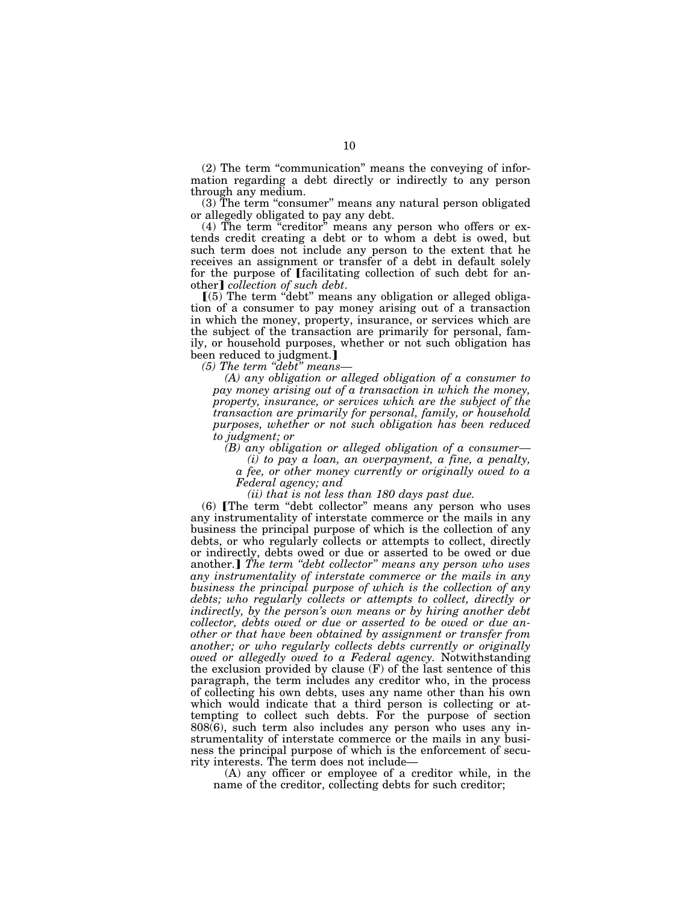(2) The term "communication" means the conveying of information regarding a debt directly or indirectly to any person through any medium.

(3) The term "consumer" means any natural person obligated or allegedly obligated to pay any debt.

(4) The term "creditor" means any person who offers or extends credit creating a debt or to whom a debt is owed, but such term does not include any person to the extent that he receives an assignment or transfer of a debt in default solely for the purpose of ⟦facilitating collection of such debt for another⟧ *collection of such debt*.

⟦(5) The term "debt" means any obligation or alleged obligation of a consumer to pay money arising out of a transaction in which the money, property, insurance, or services which are the subject of the transaction are primarily for personal, family, or household purposes, whether or not such obligation has been reduced to judgment.⟧

*(5) The term "debt" means—*

*(A) any obligation or alleged obligation of a consumer to pay money arising out of a transaction in which the money, property, insurance, or services which are the subject of the transaction are primarily for personal, family, or household purposes, whether or not such obligation has been reduced to judgment; or*

*(B) any obligation or alleged obligation of a consumer—*

*(i) to pay a loan, an overpayment, a fine, a penalty, a fee, or other money currently or originally owed to a Federal agency; and*

*(ii) that is not less than 180 days past due.*

(6) ⟦The term "debt collector" means any person who uses any instrumentality of interstate commerce or the mails in any business the principal purpose of which is the collection of any debts, or who regularly collects or attempts to collect, directly or indirectly, debts owed or due or asserted to be owed or due another.⟧ *The term "debt collector" means any person who uses any instrumentality of interstate commerce or the mails in any business the principal purpose of which is the collection of any debts; who regularly collects or attempts to collect, directly or indirectly, by the person's own means or by hiring another debt collector, debts owed or due or asserted to be owed or due another or that have been obtained by assignment or transfer from another; or who regularly collects debts currently or originally owed or allegedly owed to a Federal agency.* Notwithstanding the exclusion provided by clause (F) of the last sentence of this paragraph, the term includes any creditor who, in the process of collecting his own debts, uses any name other than his own which would indicate that a third person is collecting or attempting to collect such debts. For the purpose of section 808(6), such term also includes any person who uses any instrumentality of interstate commerce or the mails in any business the principal purpose of which is the enforcement of security interests. The term does not include—

(A) any officer or employee of a creditor while, in the name of the creditor, collecting debts for such creditor;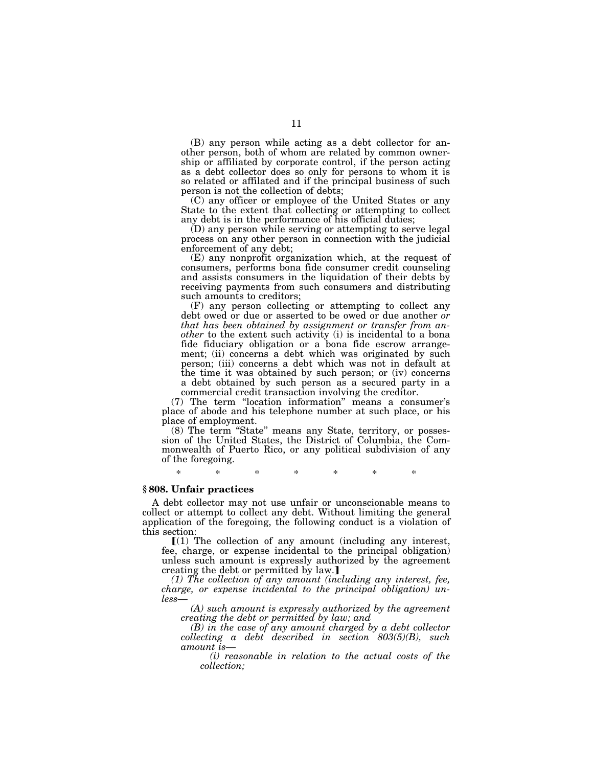(B) any person while acting as a debt collector for another person, both of whom are related by common ownership or affiliated by corporate control, if the person acting as a debt collector does so only for persons to whom it is so related or affilated and if the principal business of such person is not the collection of debts;

(C) any officer or employee of the United States or any State to the extent that collecting or attempting to collect any debt is in the performance of his official duties;

(D) any person while serving or attempting to serve legal process on any other person in connection with the judicial enforcement of any debt;

(E) any nonprofit organization which, at the request of consumers, performs bona fide consumer credit counseling and assists consumers in the liquidation of their debts by receiving payments from such consumers and distributing such amounts to creditors;

(F) any person collecting or attempting to collect any debt owed or due or asserted to be owed or due another *or that has been obtained by assignment or transfer from another* to the extent such activity (i) is incidental to a bona fide fiduciary obligation or a bona fide escrow arrangement; (ii) concerns a debt which was originated by such person; (iii) concerns a debt which was not in default at the time it was obtained by such person; or (iv) concerns a debt obtained by such person as a secured party in a commercial credit transaction involving the creditor.

(7) The term "location information" means a consumer's place of abode and his telephone number at such place, or his place of employment.

(8) The term "State" means any State, territory, or possession of the United States, the District of Columbia, the Commonwealth of Puerto Rico, or any political subdivision of any of the foregoing.

\* \* \* \* \* \* \*

### § 808. Unfair practices

A debt collector may not use unfair or unconscionable means to collect or attempt to collect any debt. Without limiting the general application of the foregoing, the following conduct is a violation of this section:

【(1) The collection of any amount (including any interest, fee, charge, or expense incidental to the principal obligation) unless such amount is expressly authorized by the agreement creating the debt or permitted by law.】

*(1) The collection of any amount (including any interest, fee, charge, or expense incidental to the principal obligation) unless—*

*(A) such amount is expressly authorized by the agreement creating the debt or permitted by law; and*

*(B) in the case of any amount charged by a debt collector collecting a debt described in section 803(5)(B), such amount is—*

*(i) reasonable in relation to the actual costs of the collection;*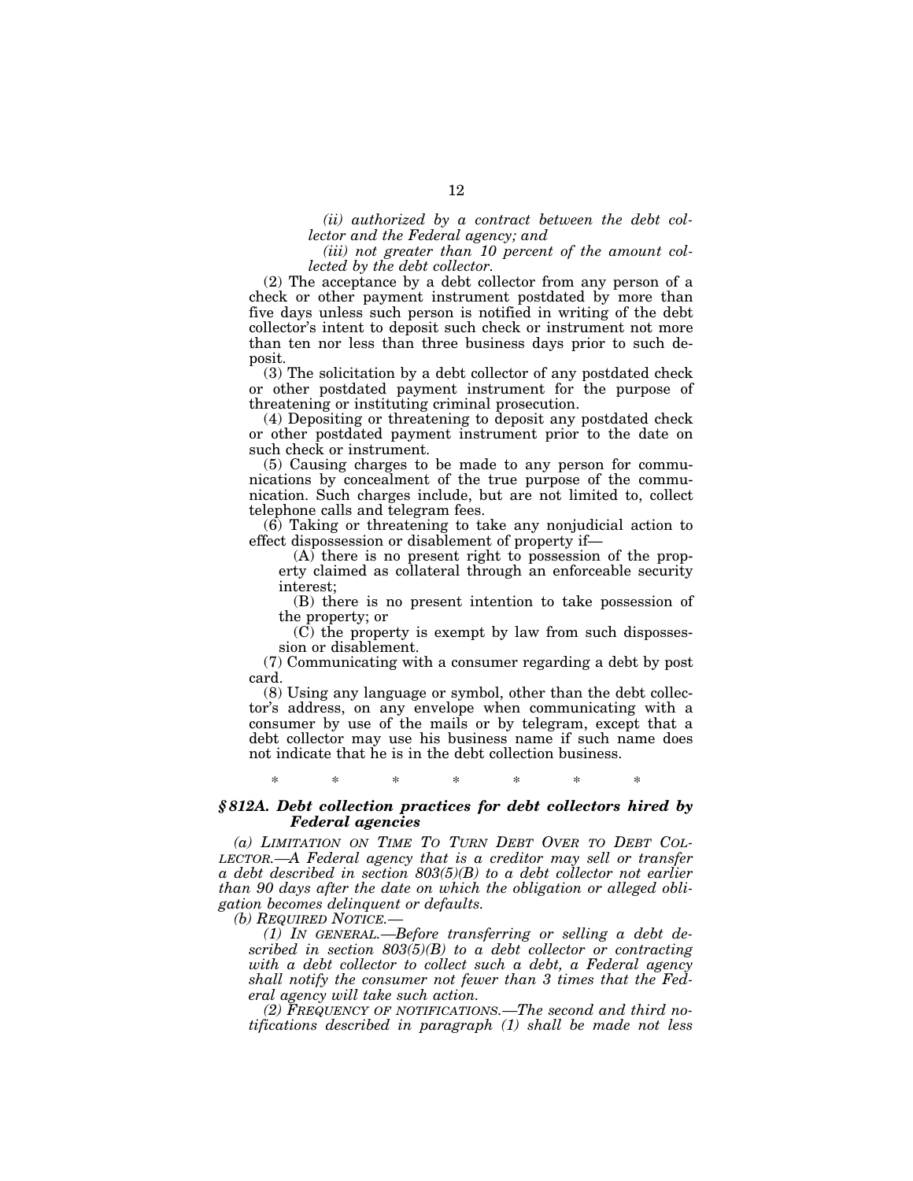*(ii) authorized by a contract between the debt collector and the Federal agency; and*

*(iii) not greater than 10 percent of the amount collected by the debt collector.*

(2) The acceptance by a debt collector from any person of a check or other payment instrument postdated by more than five days unless such person is notified in writing of the debt collector's intent to deposit such check or instrument not more than ten nor less than three business days prior to such deposit.

(3) The solicitation by a debt collector of any postdated check or other postdated payment instrument for the purpose of threatening or instituting criminal prosecution.

(4) Depositing or threatening to deposit any postdated check or other postdated payment instrument prior to the date on such check or instrument.

(5) Causing charges to be made to any person for communications by concealment of the true purpose of the communication. Such charges include, but are not limited to, collect telephone calls and telegram fees.

(6) Taking or threatening to take any nonjudicial action to effect dispossession or disablement of property if—

(A) there is no present right to possession of the property claimed as collateral through an enforceable security interest;

(B) there is no present intention to take possession of the property; or

(C) the property is exempt by law from such dispossession or disablement.

(7) Communicating with a consumer regarding a debt by post card.

(8) Using any language or symbol, other than the debt collector's address, on any envelope when communicating with a consumer by use of the mails or by telegram, except that a debt collector may use his business name if such name does not indicate that he is in the debt collection business.

\* \* \* \* \* \* \*

### *§ 812A. Debt collection practices for debt collectors hired by Federal agencies*

*(a) LIMITATION ON TIME TO TURN DEBT OVER TO DEBT COLLECTOR.—A Federal agency that is a creditor may sell or transfer a debt described in section 803(5)(B) to a debt collector not earlier than 90 days after the date on which the obligation or alleged obligation becomes delinquent or defaults.*

*(b) REQUIRED NOTICE.—*

*(1) IN GENERAL.—Before transferring or selling a debt described in section 803(5)(B) to a debt collector or contracting with a debt collector to collect such a debt, a Federal agency shall notify the consumer not fewer than 3 times that the Federal agency will take such action.*

*(2) FREQUENCY OF NOTIFICATIONS.—The second and third notifications described in paragraph (1) shall be made not less*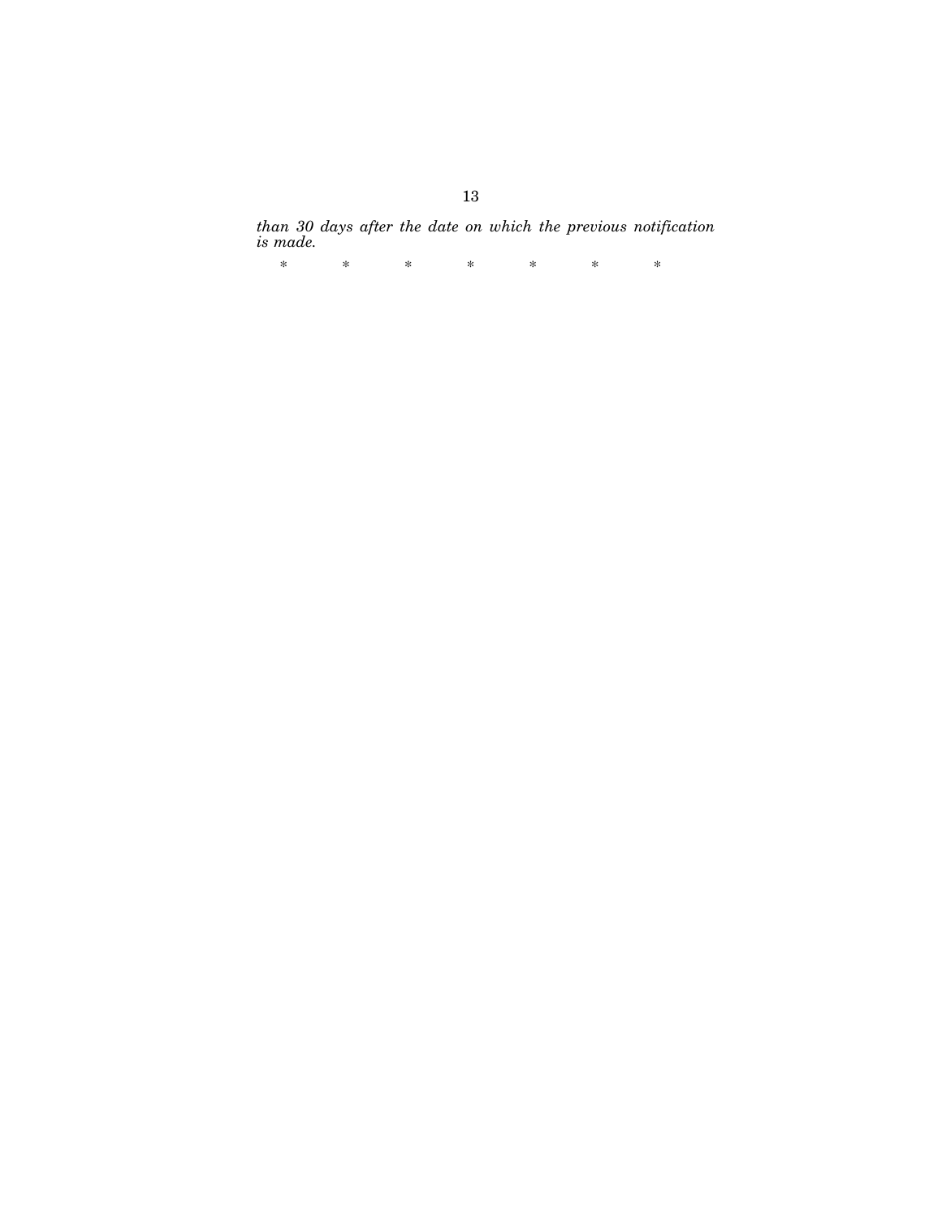*than 30 days after the date on which the previous notification is made.*

\*            \*            \*            \*            \*            \*            \*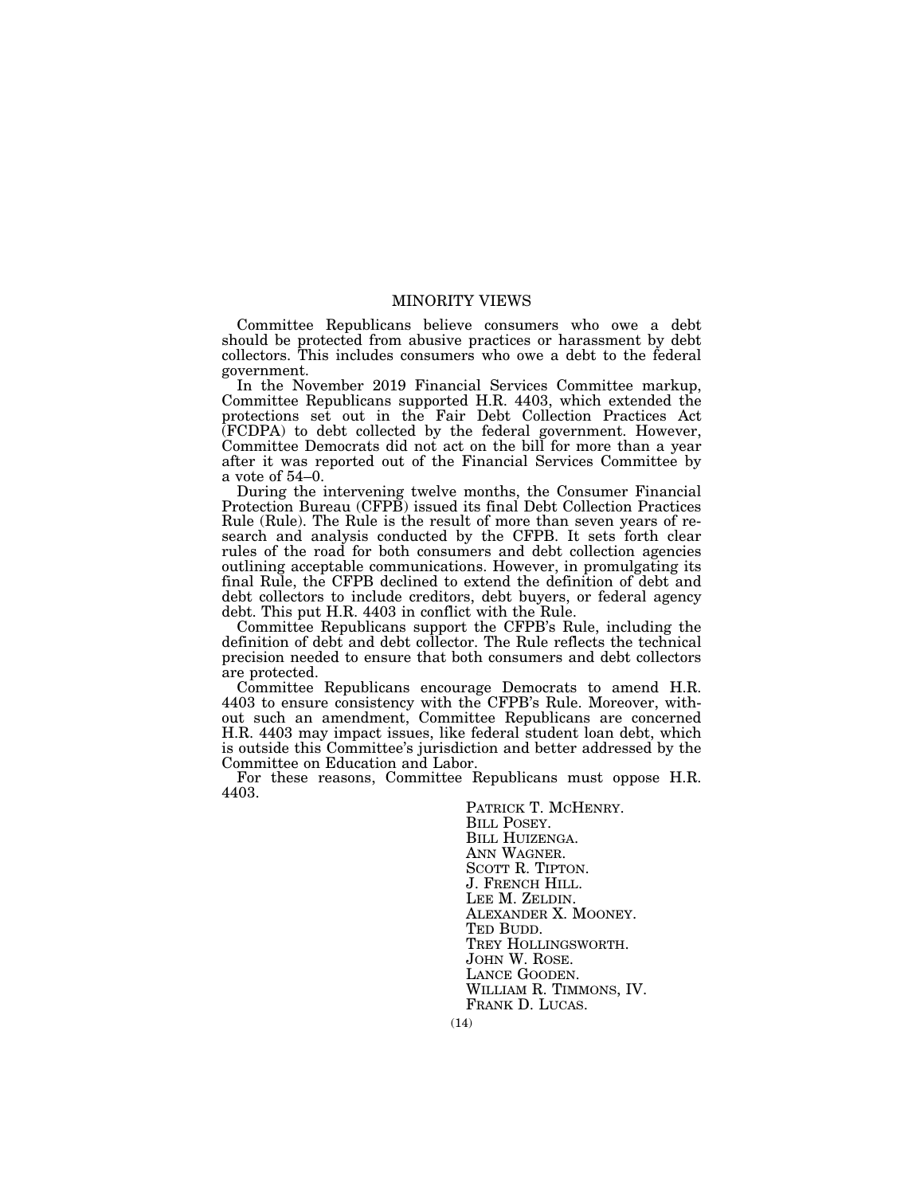# MINORITY VIEWS

Committee Republicans believe consumers who owe a debt should be protected from abusive practices or harassment by debt collectors. This includes consumers who owe a debt to the federal government.

In the November 2019 Financial Services Committee markup, Committee Republicans supported H.R. 4403, which extended the protections set out in the Fair Debt Collection Practices Act (FCDPA) to debt collected by the federal government. However, Committee Democrats did not act on the bill for more than a year after it was reported out of the Financial Services Committee by a vote of 54–0.

During the intervening twelve months, the Consumer Financial Protection Bureau (CFPB) issued its final Debt Collection Practices Rule (Rule). The Rule is the result of more than seven years of research and analysis conducted by the CFPB. It sets forth clear rules of the road for both consumers and debt collection agencies outlining acceptable communications. However, in promulgating its final Rule, the CFPB declined to extend the definition of debt and debt collectors to include creditors, debt buyers, or federal agency debt. This put H.R. 4403 in conflict with the Rule.

Committee Republicans support the CFPB's Rule, including the definition of debt and debt collector. The Rule reflects the technical precision needed to ensure that both consumers and debt collectors are protected.

Committee Republicans encourage Democrats to amend H.R. 4403 to ensure consistency with the CFPB's Rule. Moreover, without such an amendment, Committee Republicans are concerned H.R. 4403 may impact issues, like federal student loan debt, which is outside this Committee's jurisdiction and better addressed by the Committee on Education and Labor.

For these reasons, Committee Republicans must oppose H.R. 4403.

PATRICK T. MCHENRY.
BILL POSEY.
BILL HUIZENGA.
ANN WAGNER.
SCOTT R. TIPTON.
J. FRENCH HILL.
LEE M. ZELDIN.
ALEXANDER X. MOONEY.
TED BUDD.
TREY HOLLINGSWORTH.
JOHN W. ROSE.
LANCE GOODEN.
WILLIAM R. TIMMONS, IV.
FRANK D. LUCAS.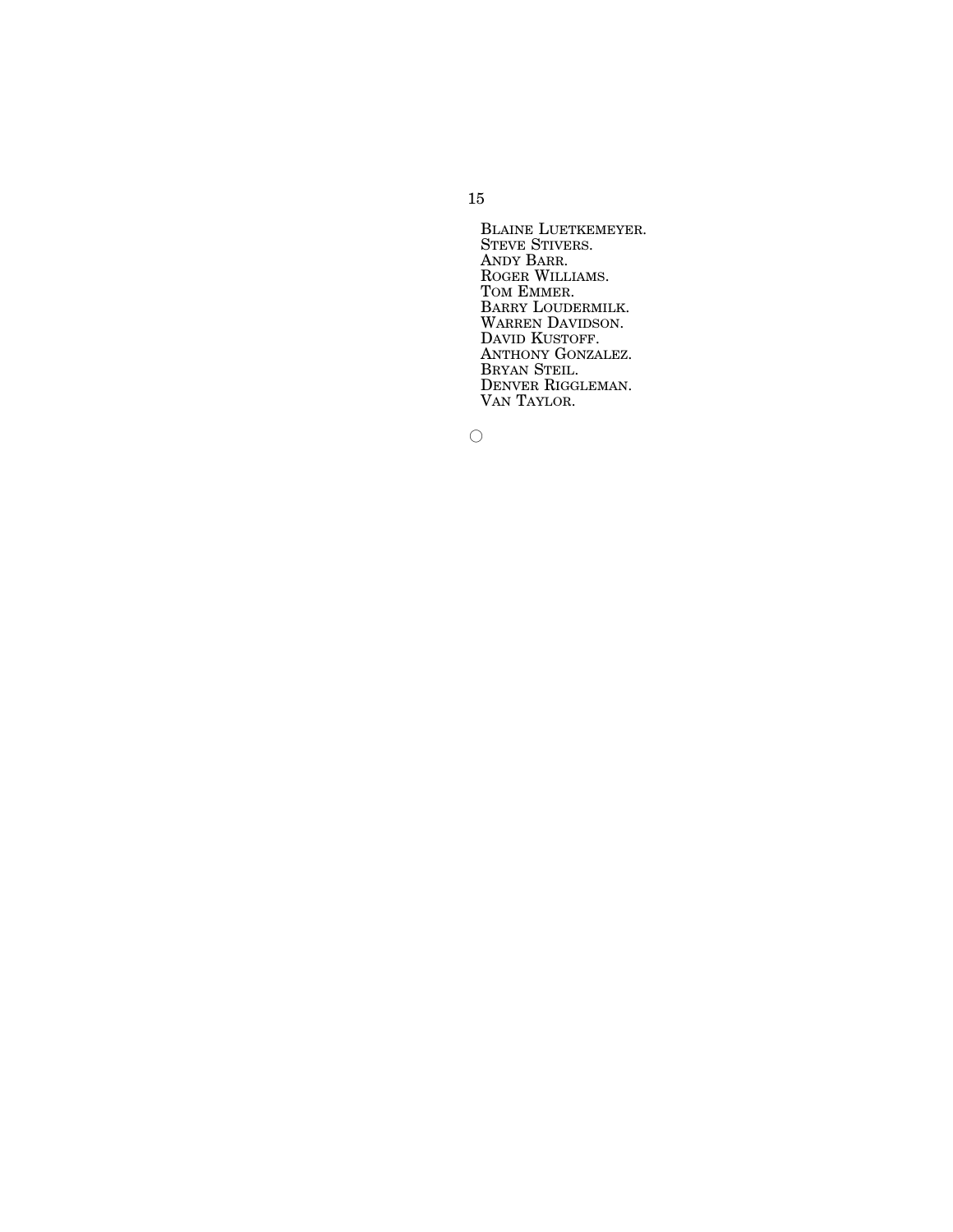BLAINE LUETKEMEYER.  
STEVE STIVERS.  
ANDY BARR.  
ROGER WILLIAMS.  
TOM EMMER.  
BARRY LOUDERMILK.  
WARREN DAVIDSON.  
DAVID KUSTOFF.  
ANTHONY GONZALEZ.  
BRYAN STEIL.  
DENVER RIGGLEMAN.  
VAN TAYLOR.